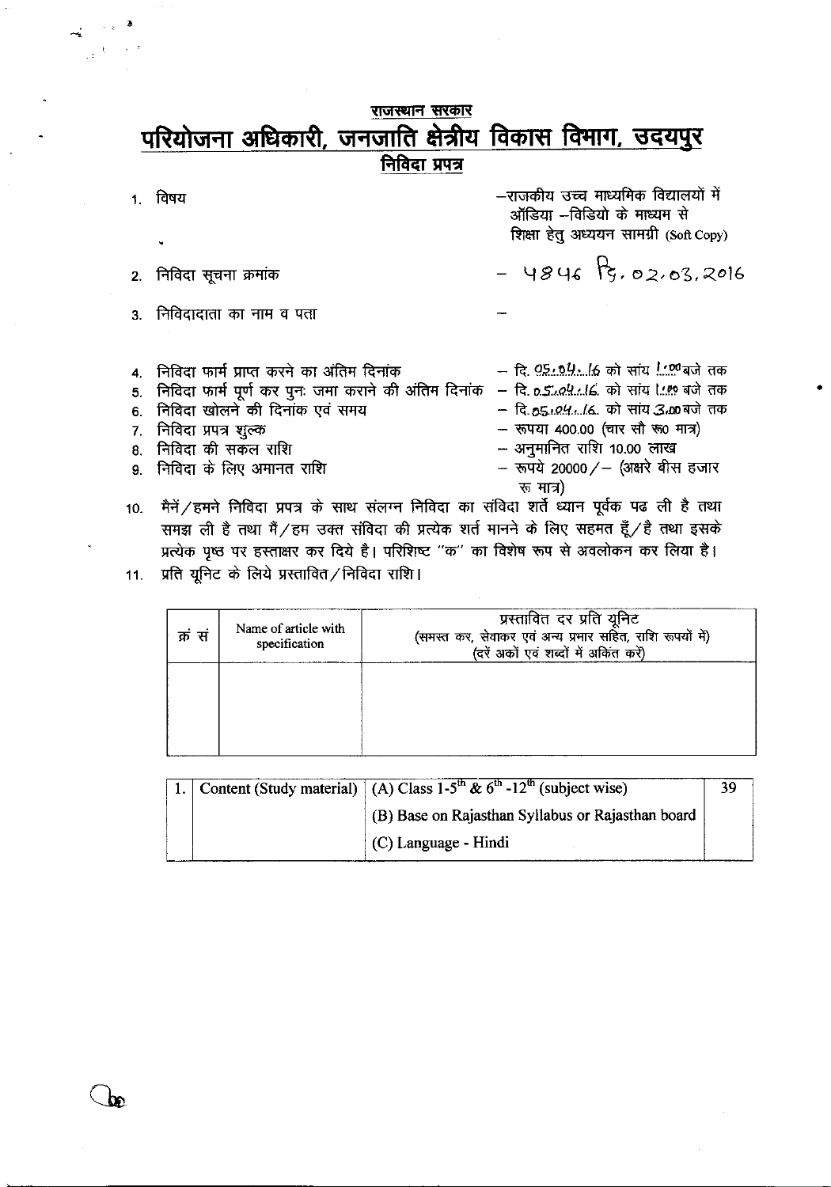## राजस्थान सरकार

# परियोजना अधिकारी, जनजाति क्षेत्रीय विकास विभाग, उदयपुर

## निविदा प्रपत्र

1. विषय — राजकीय उच्च माध्यमिक विद्यालयों में ऑडिया – विडियो के माध्यम से शिक्षा हेतु अध्ययन सामग्री (Soft Copy)
2. निविदा सूचना क्रमांक — 4846 दि. 02.03.2016
3. निविदादाता का नाम व पता —
4. निविदा फार्म प्राप्त करने का अंतिम दिनांक — दि. 05.04.16 को सांय 1.00 बजे तक
5. निविदा फार्म पूर्ण कर पुनः जमा कराने की अंतिम दिनांक — दि. 05.04.16 को सांय 1.00 बजे तक
6. निविदा खोलने की दिनांक एवं समय — दि. 05.04.16 को सांय 3.00 बजे तक
7. निविदा प्रपत्र शुल्क — रूपया 400.00 (चार सौ रू० मात्र)
8. निविदा की सकल राशि — अनुमानित राशि 10.00 लाख
9. निविदा के लिए अमानत राशि — रूपये 20000/– (अक्षरे बीस हजार रू मात्र)
10. मैंने/हमने निविदा प्रपत्र के साथ संलग्न निविदा का संविदा शर्तें ध्यान पूर्वक पढ ली है तथा समझ ली है तथा मैं/हम उक्त संविदा की प्रत्येक शर्त मानने के लिए सहमत हूँ/है तथा इसके प्रत्येक पृष्ठ पर हस्ताक्षर कर दिये है। परिशिष्ट "क" का विशेष रूप से अवलोकन कर लिया है।
11. प्रति यूनिट के लिये प्रस्तावित/निविदा राशि।

| क्रं सं | Name of article with specification | प्रस्तावित दर प्रति यूनिट (समस्त कर, सेवाकर एवं अन्य प्रभार सहित, राशि रूपयों में) (दरें अकों एवं शब्दों में अंकित करें) |
|---|---|---|
| | | |

| | | | |
|---|---|---|---|
| 1. | Content (Study material) | (A) Class 1-5th & 6th -12th (subject wise) | 39 |
| | | (B) Base on Rajasthan Syllabus or Rajasthan board | |
| | | (C) Language - Hindi | |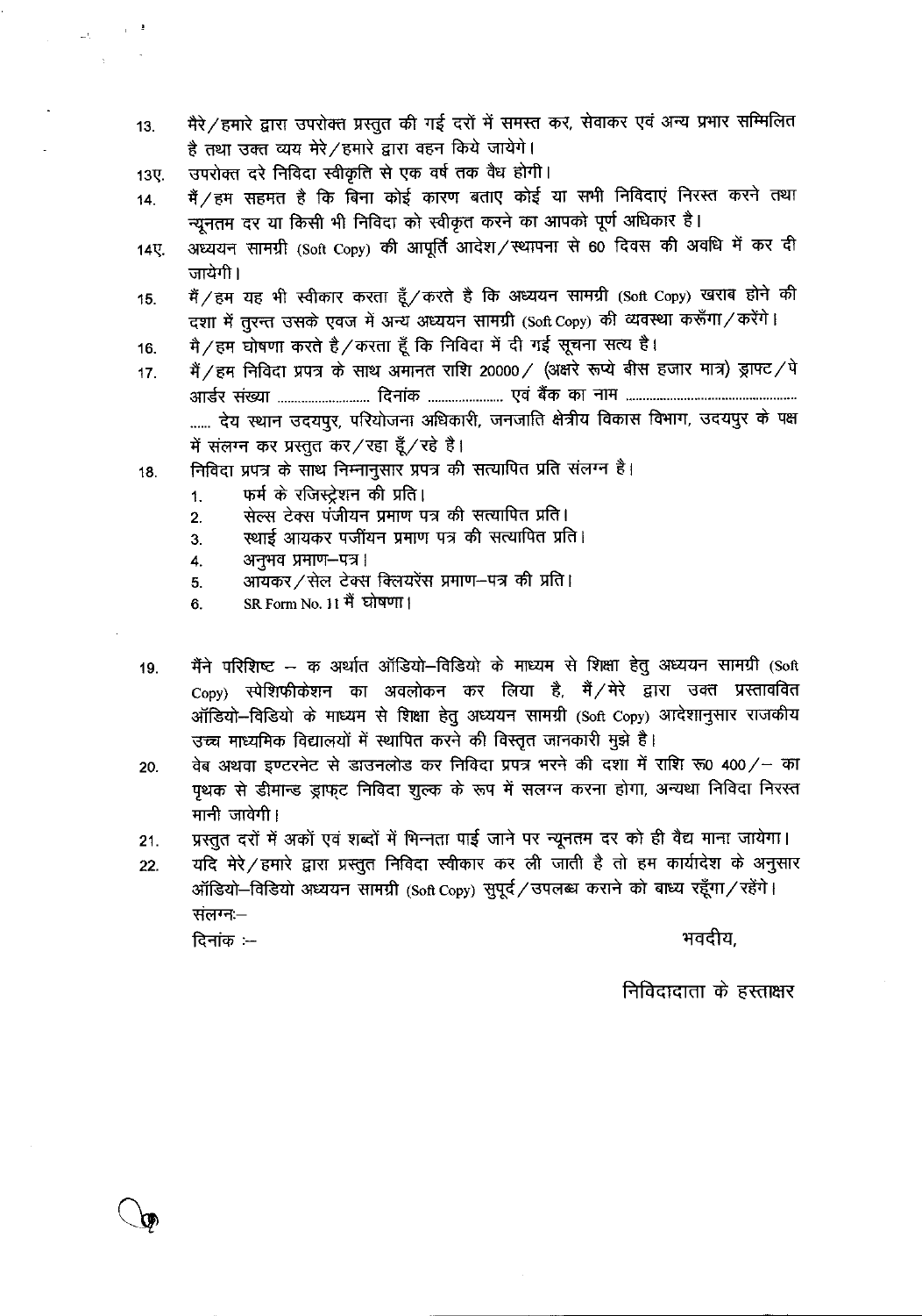13. मैरे/हमारे द्वारा उपरोक्त प्रस्तुत की गई दरों में समस्त कर, सेवाकर एवं अन्य प्रभार सम्मिलित है तथा उक्त व्यय मेरे/हमारे द्वारा वहन किये जायेगे।

13ए. उपरोक्त दरे निविदा स्वीकृति से एक वर्ष तक वैध होगी।

14. मैं/हम सहमत है कि बिना कोई कारण बताए कोई या सभी निविदाएं निरस्त करने तथा न्यूनतम दर या किसी भी निविदा को स्वीकृत करने का आपको पूर्ण अधिकार है।

14ए. अध्ययन सामग्री (Soft Copy) की आपूर्ति आदेश/स्थापना से 60 दिवस की अवधि में कर दी जायेगी।

15. मैं/हम यह भी स्वीकार करता हूँ/करते है कि अध्ययन सामग्री (Soft Copy) खराब होने की दशा में तुरन्त उसके एवज में अन्य अध्ययन सामग्री (Soft Copy) की व्यवस्था करूँगा/करेंगे।

16. मै/हम घोषणा करते है/करता हूँ कि निविदा में दी गई सूचना सत्य है।

17. मैं/हम निविदा प्रपत्र के साथ अमानत राशि 20000/ (अक्षरे रूप्ये बीस हजार मात्र) ड्राफ्ट/पे आर्डर संख्या .......................... दिनांक ...................... एवं बैंक का नाम ...................................................... देय स्थान उदयपुर, परियोजना अधिकारी, जनजाति क्षेत्रीय विकास विभाग, उदयपुर के पक्ष में संलग्न कर प्रस्तुत कर/रहा हूँ/रहे है।

18. निविदा प्रपत्र के साथ निम्नानुसार प्रपत्र की सत्यापित प्रति संलग्न है।
    1. फर्म के रजिस्ट्रेशन की प्रति।
    2. सेल्स टेक्स पंजीयन प्रमाण पत्र की सत्यापित प्रति।
    3. स्थाई आयकर पर्जीयन प्रमाण पत्र की सत्यापित प्रति।
    4. अनुभव प्रमाण–पत्र।
    5. आयकर/सेल टेक्स क्लियरेंस प्रमाण–पत्र की प्रति।
    6. SR Form No. 11 मैं घोषणा।

19. मैंने परिशिष्ट -- क अर्थात ऑडियो–विडियो के माध्यम से शिक्षा हेतु अध्ययन सामग्री (Soft Copy) स्पेशिफीकेशन का अवलोकन कर लिया है, मैं/मेरे द्वारा उक्त प्रस्तावित ऑडियो–विडियो के माध्यम से शिक्षा हेतु अध्ययन सामग्री (Soft Copy) आदेशानुसार राजकीय उच्च माध्यमिक विद्यालयों में स्थापित करने की विस्तृत जानकारी मुझे है।

20. वेब अथवा इण्टरनेट से डाउनलोड कर निविदा प्रपत्र भरने की दशा में राशि रू0 400/– का पृथक से डीमान्ड ड्राफ्ट निविदा शुल्क के रूप में सलग्न करना होगा, अन्यथा निविदा निरस्त मानी जावेगी।

21. प्रस्तुत दरों में अकों एवं शब्दों में भिन्नता पाई जाने पर न्यूनतम दर को ही वैद्य माना जायेगा।

22. यदि मेरे/हमारे द्वारा प्रस्तुत निविदा स्वीकार कर ली जाती है तो हम कार्यादेश के अनुसार ऑडियो–विडियो अध्ययन सामग्री (Soft Copy) सुपूर्द/उपलब्ध कराने को बाध्य रहूँगा/रहेंगे।

संलग्नः–

दिनांक :– भवदीय,

निविदादाता के हस्ताक्षर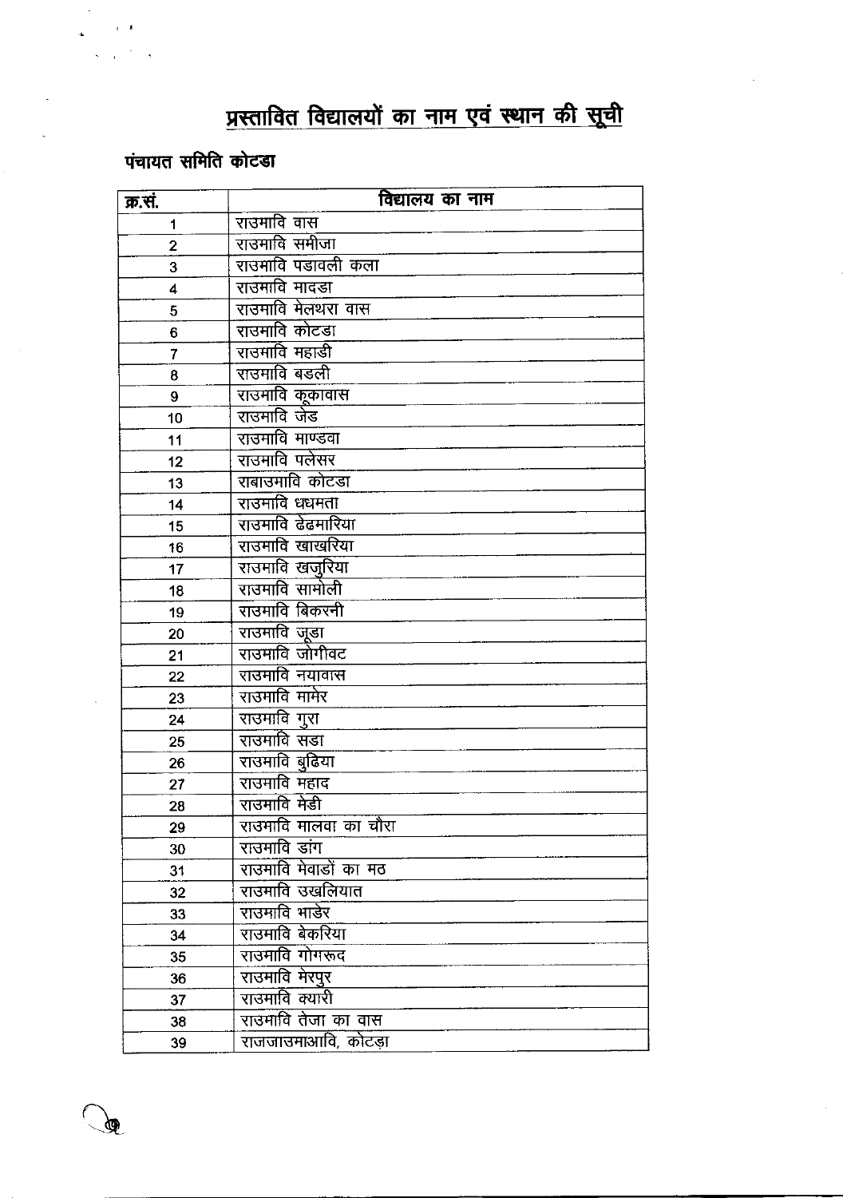# प्रस्तावित विद्यालयों का नाम एवं स्थान की सूची

**पंचायत समिति कोटडा**

| क्र.सं. | विद्यालय का नाम |
|---|---|
| 1 | राउमावि वास |
| 2 | राउमावि समीजा |
| 3 | राउमावि पडावली कला |
| 4 | राउमावि मादडा |
| 5 | राउमावि मेलथरा वास |
| 6 | राउमावि कोटडा |
| 7 | राउमावि महाडी |
| 8 | राउमावि बडली |
| 9 | राउमावि कूकावास |
| 10 | राउमावि जेड |
| 11 | राउमावि माण्डवा |
| 12 | राउमावि पलेसर |
| 13 | राबाउमावि कोटडा |
| 14 | राउमावि धधमता |
| 15 | राउमावि ढेढमारिया |
| 16 | राउमावि खाखरिया |
| 17 | राउमावि खजुरिया |
| 18 | राउमावि सामोली |
| 19 | राउमावि बिकरनी |
| 20 | राउमावि जूडा |
| 21 | राउमावि जोगीवट |
| 22 | राउमावि नयावास |
| 23 | राउमावि मामेर |
| 24 | राउमावि गुरा |
| 25 | राउमावि सडा |
| 26 | राउमावि बुढिया |
| 27 | राउमावि महाद |
| 28 | राउमावि मेडी |
| 29 | राउमावि मालवा का चौरा |
| 30 | राउमावि डांग |
| 31 | राउमावि मेवाडो का मठ |
| 32 | राउमावि उखलियात |
| 33 | राउमावि भाडेर |
| 34 | राउमावि बेकरिया |
| 35 | राउमावि गोगरूद |
| 36 | राउमावि मेरपुर |
| 37 | राउमावि क्यारी |
| 38 | राउमावि तेजा का वास |
| 39 | राजजाउमाआवि, कोटड़ा |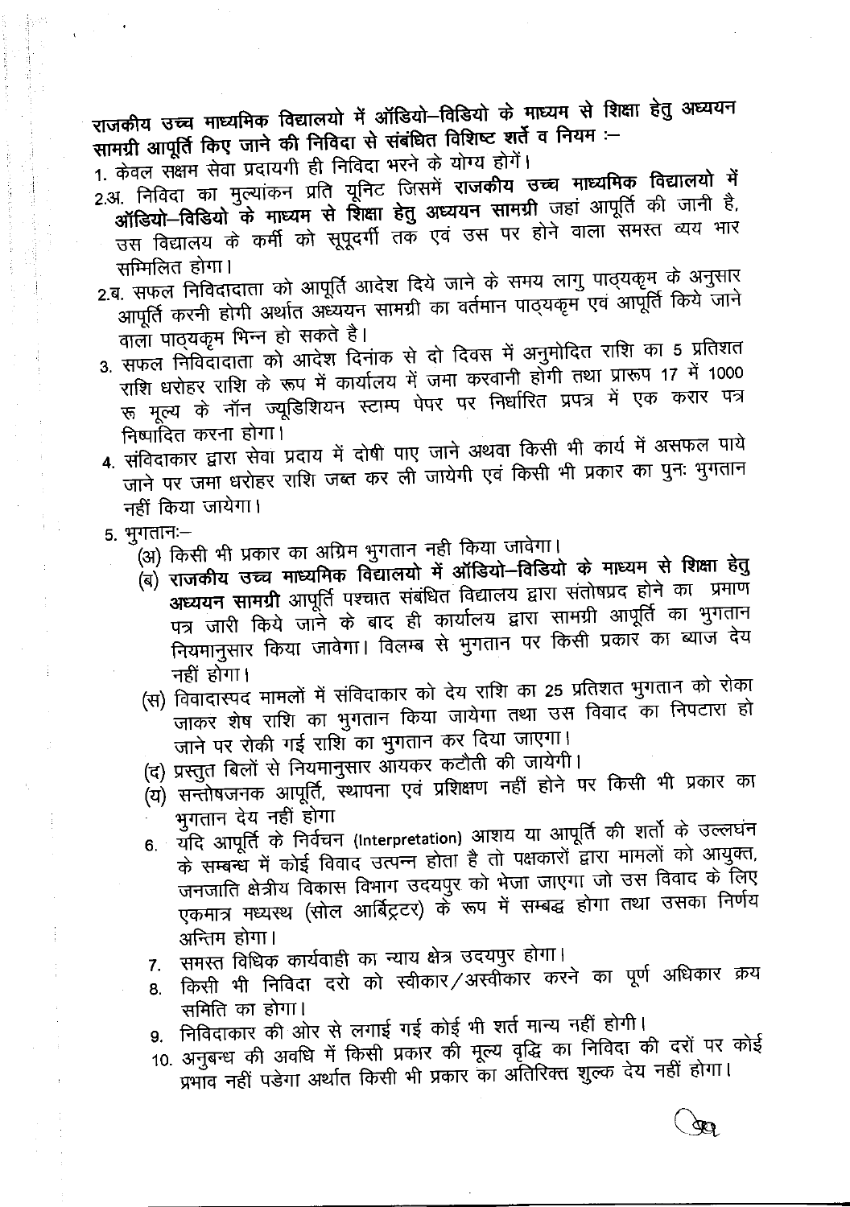**राजकीय उच्च माध्यमिक विद्यालयो में ऑडियो–विडियो के माध्यम से शिक्षा हेतु अध्ययन सामग्री आपूर्ति किए जाने की निविदा से संबंधित विशिष्ट शर्ते व नियम :–**

1. केवल सक्षम सेवा प्रदायगी ही निविदा भरने के योग्य होगें।

2.अ. निविदा का मुल्यांकन प्रति यूनिट जिसमें **राजकीय उच्च माध्यमिक विद्यालयो में ऑडियो–विडियो के माध्यम से शिक्षा हेतु अध्ययन सामग्री** जहां आपूर्ति की जानी है, उस विद्यालय के कर्मी को सूपूर्दगी तक एवं उस पर होने वाला समस्त व्यय भार सम्मिलित होगा।

2.ब. सफल निविदादाता को आपूर्ति आदेश दिये जाने के समय लागु पाठ्यक्रम के अनुसार आपूर्ति करनी होगी अर्थात अध्ययन सामग्री का वर्तमान पाठ्यकृम एवं आपूर्ति किये जाने वाला पाठ्यकृम भिन्न हो सकते है।

3. सफल निविदादाता को आदेश दिनांक से दो दिवस में अनुमोदित राशि का 5 प्रतिशत राशि धरोहर राशि के रूप में कार्यालय में जमा करवानी होगी तथा प्रारूप 17 में 1000 रू मूल्य के नॉन ज्यूडिशियन स्टाम्प पेपर पर निर्धारित प्रपत्र में एक करार पत्र निष्पादित करना होगा।

4. संविदाकार द्वारा सेवा प्रदाय में दोषी पाए जाने अथवा किसी भी कार्य में असफल पाये जाने पर जमा धरोहर राशि जब्त कर ली जायेगी एवं किसी भी प्रकार का पुनः भुगतान नहीं किया जायेगा।

5. भुगतानः–
   - (अ) किसी भी प्रकार का अग्रिम भुगतान नही किया जावेगा।
   - (ब) **राजकीय उच्च माध्यमिक विद्यालयो में ऑडियो–विडियो के माध्यम से शिक्षा हेतु अध्ययन सामग्री** आपूर्ति पश्चात संबंधित विद्यालय द्वारा संतोषप्रद होने का प्रमाण पत्र जारी किये जाने के बाद ही कार्यालय द्वारा सामग्री आपूर्ति का भुगतान नियमानुसार किया जावेगा। विलम्ब से भुगतान पर किसी प्रकार का ब्याज देय नहीं होगा।
   - (स) विवादास्पद मामलों में संविदाकार को देय राशि का 25 प्रतिशत भुगतान को रोका जाकर शेष राशि का भुगतान किया जायेगा तथा उस विवाद का निपटारा हो जाने पर रोकी गई राशि का भुगतान कर दिया जाएगा।
   - (द) प्रस्तुत बिलों से नियमानुसार आयकर कटौती की जायेगी।
   - (य) सन्तोषजनक आपूर्ति, स्थापना एवं प्रशिक्षण नहीं होने पर किसी भी प्रकार का भुगतान देय नहीं होगा

6. यदि आपूर्ति के निर्वचन (Interpretation) आशय या आपूर्ति की शर्तो के उल्लघंन के सम्बन्ध में कोई विवाद उत्पन्न होता है तो पक्षकारों द्वारा मामलों को आयुक्त, जनजाति क्षेत्रीय विकास विभाग उदयपुर को भेजा जाएगा जो उस विवाद के लिए एकमात्र मध्यस्थ (सोल आर्बिट्रटर) के रूप में सम्बद्ध होगा तथा उसका निर्णय अन्तिम होगा।

7. समस्त विधिक कार्यवाही का न्याय क्षेत्र उदयपुर होगा।

8. किसी भी निविदा दरो को स्वीकार/अस्वीकार करने का पूर्ण अधिकार क्रय समिति का होगा।

9. निविदाकार की ओर से लगाई गई कोई भी शर्त मान्य नहीं होगी।

10. अनुबन्ध की अवधि में किसी प्रकार की मूल्य वृद्धि का निविदा की दरों पर कोई प्रभाव नहीं पडेगा अर्थात किसी भी प्रकार का अतिरिक्त शुल्क देय नहीं होगा।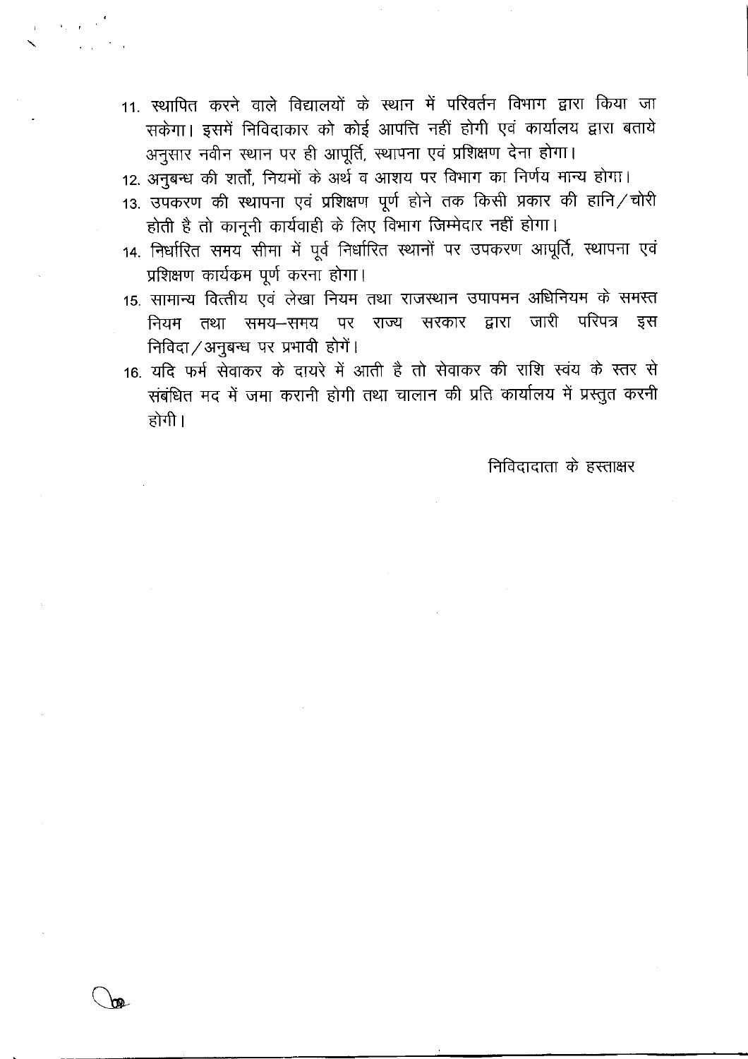11. स्थापित करने वाले विद्यालयों के स्थान में परिवर्तन विभाग द्वारा किया जा सकेगा। इसमें निविदाकार को कोई आपत्ति नहीं होगी एवं कार्यालय द्वारा बताये अनुसार नवीन स्थान पर ही आपूर्ति, स्थापना एवं प्रशिक्षण देना होगा।
12. अनुबन्ध की शर्तों, नियमों के अर्थ व आशय पर विभाग का निर्णय मान्य होगा।
13. उपकरण की स्थापना एवं प्रशिक्षण पूर्ण होने तक किसी प्रकार की हानि/चोरी होती है तो कानूनी कार्यवाही के लिए विभाग जिम्मेदार नहीं होगा।
14. निर्धारित समय सीमा में पूर्व निर्धारित स्थानों पर उपकरण आपूर्ति, स्थापना एवं प्रशिक्षण कार्यक्रम पूर्ण करना होगा।
15. सामान्य वित्तीय एवं लेखा नियम तथा राजस्थान उपापमन अधिनियम के समस्त नियम तथा समय-समय पर राज्य सरकार द्वारा जारी परिपत्र इस निविदा/अनुबन्ध पर प्रभावी होगें।
16. यदि फर्म सेवाकर के दायरे में आती है तो सेवाकर की राशि स्वंय के स्तर से संबंधित मद में जमा करानी होगी तथा चालान की प्रति कार्यालय में प्रस्तुत करनी होगी।

निविदादाता के हस्ताक्षर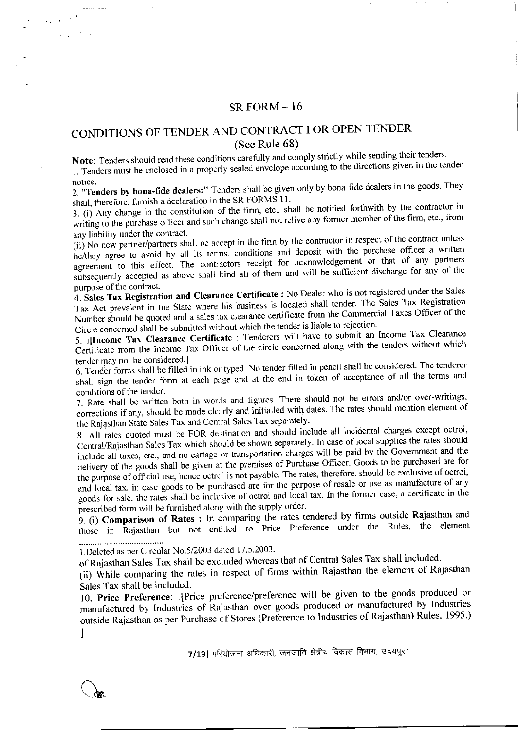# SR FORM – 16

## CONDITIONS OF TENDER AND CONTRACT FOR OPEN TENDER
(See Rule 68)

**Note**: Tenders should read these conditions carefully and comply strictly while sending their tenders.

1. Tenders must be enclosed in a properly sealed envelope according to the directions given in the tender notice.

2. **"Tenders by bona-fide dealers:"** Tenders shall be given only by bona-fide dealers in the goods. They shall, therefore, furnish a declaration in the SR FORMS 11.

3. (i) Any change in the constitution of the firm, etc., shall be notified forthwith by the contractor in writing to the purchase officer and such change shall not relive any former member of the firm, etc., from any liability under the contract.

(ii) No new partner/partners shall be accept in the firm by the contractor in respect of the contract unless he/they agree to avoid by all its terms, conditions and deposit with the purchase officer a written agreement to this effect. The contractors receipt for acknowledgement or that of any partners subsequently accepted as above shall bind all of them and will be sufficient discharge for any of the purpose of the contract.

4. **Sales Tax Registration and Clearance Certificate** : No Dealer who is not registered under the Sales Tax Act prevalent in the State where his business is located shall tender. The Sales Tax Registration Number should be quoted and a sales tax clearance certificate from the Commercial Taxes Officer of the Circle concerned shall be submitted without which the tender is liable to rejection.

5. [1][**Income Tax Clearance Certificate** : Tenderers will have to submit an Income Tax Clearance Certificate from the Income Tax Officer of the circle concerned along with the tenders without which tender may not be considered.]

6. Tender forms shall be filled in ink or typed. No tender filled in pencil shall be considered. The tenderer shall sign the tender form at each page and at the end in token of acceptance of all the terms and conditions of the tender.

7. Rate shall be written both in words and figures. There should not be errors and/or over-writings, corrections if any, should be made clearly and initialled with dates. The rates should mention element of the Rajasthan State Sales Tax and Central Sales Tax separately.

8. All rates quoted must be FOR destination and should include all incidental charges except octroi, Central/Rajasthan Sales Tax which should be shown separately. In case of local supplies the rates should include all taxes, etc., and no cartage or transportation charges will be paid by the Government and the delivery of the goods shall be given at the premises of Purchase Officer. Goods to be purchased are for the purpose of official use, hence octroi is not payable. The rates, therefore, should be exclusive of octroi, and local tax, in case goods to be purchased are for the purpose of resale or use as manufacture of any goods for sale, the rates shall be inclusive of octroi and local tax. In the former case, a certificate in the prescribed form will be furnished along with the supply order.

9. (i) **Comparison of Rates** : In comparing the rates tendered by firms outside Rajasthan and those in Rajasthan but not entitled to Price Preference under the Rules, the element of Rajasthan Sales Tax shall be excluded whereas that of Central Sales Tax shall included.

(ii) While comparing the rates in respect of firms within Rajasthan the element of Rajasthan Sales Tax shall be included.

10. **Price Preference**: [1][Price preference/preference will be given to the goods produced or manufactured by Industries of Rajasthan over goods produced or manufactured by Industries outside Rajasthan as per Purchase of Stores (Preference to Industries of Rajasthan) Rules, 1995.)
]

---

1. Deleted as per Circular No.5/2003 dated 17.5.2003.

7/19| परियोजना अधिकारी, जनजाति क्षेत्रीय विकास विभाग, उदयपुर।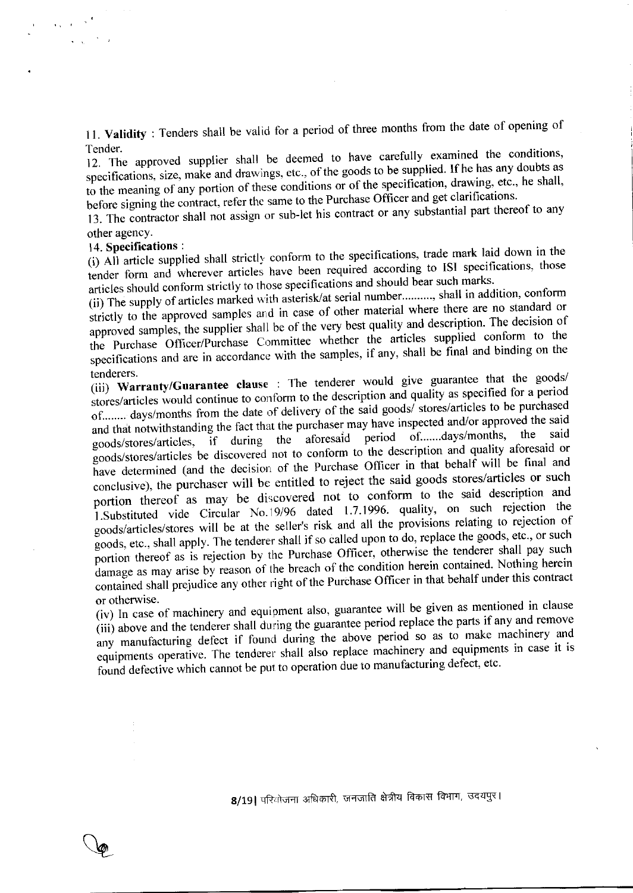11. **Validity** : Tenders shall be valid for a period of three months from the date of opening of Tender.

12. The approved supplier shall be deemed to have carefully examined the conditions, specifications, size, make and drawings, etc., of the goods to be supplied. If he has any doubts as to the meaning of any portion of these conditions or of the specification, drawing, etc., he shall, before signing the contract, refer the same to the Purchase Officer and get clarifications.

13. The contractor shall not assign or sub-let his contract or any substantial part thereof to any other agency.

14. **Specifications** :

(i) All article supplied shall strictly conform to the specifications, trade mark laid down in the tender form and wherever articles have been required according to ISI specifications, those articles should conform strictly to those specifications and should bear such marks.

(ii) The supply of articles marked with asterisk/at serial number.........., shall in addition, conform strictly to the approved samples and in case of other material where there are no standard or approved samples, the supplier shall be of the very best quality and description. The decision of the Purchase Officer/Purchase Committee whether the articles supplied conform to the specifications and are in accordance with the samples, if any, shall be final and binding on the tenderers.

(iii) **Warranty/Guarantee clause** : The tenderer would give guarantee that the goods/ stores/articles would continue to conform to the description and quality as specified for a period of........ days/months from the date of delivery of the said goods/ stores/articles to be purchased and that notwithstanding the fact that the purchaser may have inspected and/or approved the said goods/stores/articles, if during the aforesaid period of.......days/months, the said goods/stores/articles be discovered not to conform to the description and quality aforesaid or have determined (and the decision of the Purchase Officer in that behalf will be final and conclusive), the purchaser will be entitled to reject the said goods stores/articles or such portion thereof as may be discovered not to conform to the said description and quality, on such rejection the goods/articles/stores will be at the seller's risk and all the provisions relating to rejection of goods, etc., shall apply. The tenderer shall if so called upon to do, replace the goods, etc., or such portion thereof as is rejection by the Purchase Officer, otherwise the tenderer shall pay such damage as may arise by reason of the breach of the condition herein contained. Nothing herein contained shall prejudice any other right of the Purchase Officer in that behalf under this contract or otherwise.

1.Substituted vide Circular No.19/96 dated 1.7.1996.

(iv) In case of machinery and equipment also, guarantee will be given as mentioned in clause (iii) above and the tenderer shall during the guarantee period replace the parts if any and remove any manufacturing defect if found during the above period so as to make machinery and equipments operative. The tenderer shall also replace machinery and equipments in case it is found defective which cannot be put to operation due to manufacturing defect, etc.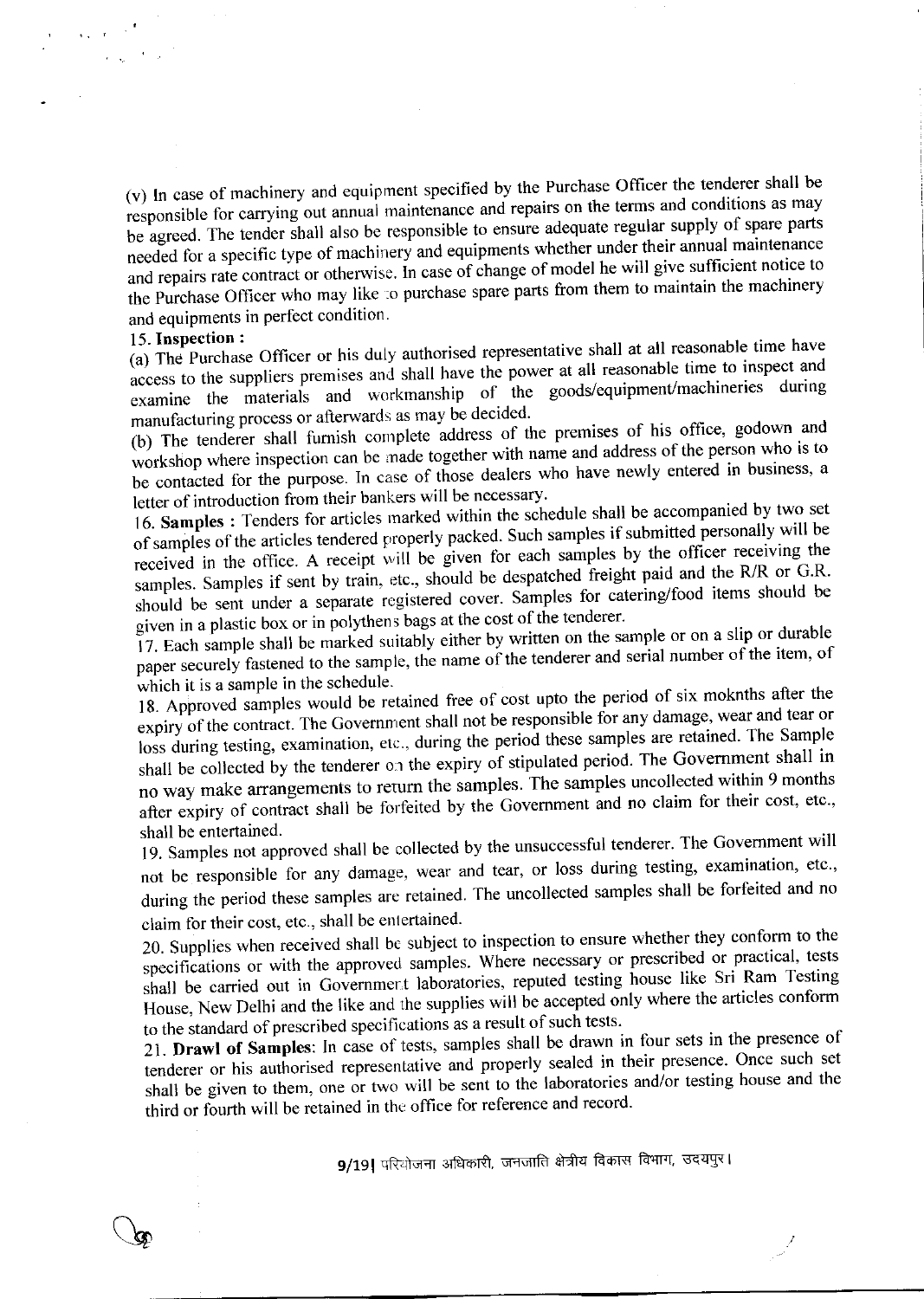(v) In case of machinery and equipment specified by the Purchase Officer the tenderer shall be responsible for carrying out annual maintenance and repairs on the terms and conditions as may be agreed. The tender shall also be responsible to ensure adequate regular supply of spare parts needed for a specific type of machinery and equipments whether under their annual maintenance and repairs rate contract or otherwise. In case of change of model he will give sufficient notice to the Purchase Officer who may like to purchase spare parts from them to maintain the machinery and equipments in perfect condition.

**15. Inspection :**

(a) The Purchase Officer or his duly authorised representative shall at all reasonable time have access to the suppliers premises and shall have the power at all reasonable time to inspect and examine the materials and workmanship of the goods/equipment/machineries during manufacturing process or afterwards as may be decided.

(b) The tenderer shall furnish complete address of the premises of his office, godown and workshop where inspection can be made together with name and address of the person who is to be contacted for the purpose. In case of those dealers who have newly entered in business, a letter of introduction from their bankers will be necessary.

16. **Samples** : Tenders for articles marked within the schedule shall be accompanied by two set of samples of the articles tendered properly packed. Such samples if submitted personally will be received in the office. A receipt will be given for each samples by the officer receiving the samples. Samples if sent by train, etc., should be despatched freight paid and the R/R or G.R. should be sent under a separate registered cover. Samples for catering/food items should be given in a plastic box or in polythens bags at the cost of the tenderer.

17. Each sample shall be marked suitably either by written on the sample or on a slip or durable paper securely fastened to the sample, the name of the tenderer and serial number of the item, of which it is a sample in the schedule.

18. Approved samples would be retained free of cost upto the period of six moknths after the expiry of the contract. The Government shall not be responsible for any damage, wear and tear or loss during testing, examination, etc., during the period these samples are retained. The Sample shall be collected by the tenderer on the expiry of stipulated period. The Government shall in no way make arrangements to return the samples. The samples uncollected within 9 months after expiry of contract shall be forfeited by the Government and no claim for their cost, etc., shall be entertained.

19. Samples not approved shall be collected by the unsuccessful tenderer. The Government will not be responsible for any damage, wear and tear, or loss during testing, examination, etc., during the period these samples are retained. The uncollected samples shall be forfeited and no claim for their cost, etc., shall be entertained.

20. Supplies when received shall be subject to inspection to ensure whether they conform to the specifications or with the approved samples. Where necessary or prescribed or practical, tests shall be carried out in Government laboratories, reputed testing house like Sri Ram Testing House, New Delhi and the like and the supplies will be accepted only where the articles conform to the standard of prescribed specifications as a result of such tests.

21. **Drawl of Samples**: In case of tests, samples shall be drawn in four sets in the presence of tenderer or his authorised representative and properly sealed in their presence. Once such set shall be given to them, one or two will be sent to the laboratories and/or testing house and the third or fourth will be retained in the office for reference and record.

परियोजना अधिकारी, जनजाति क्षेत्रीय विकास विभाग, उदयपुर।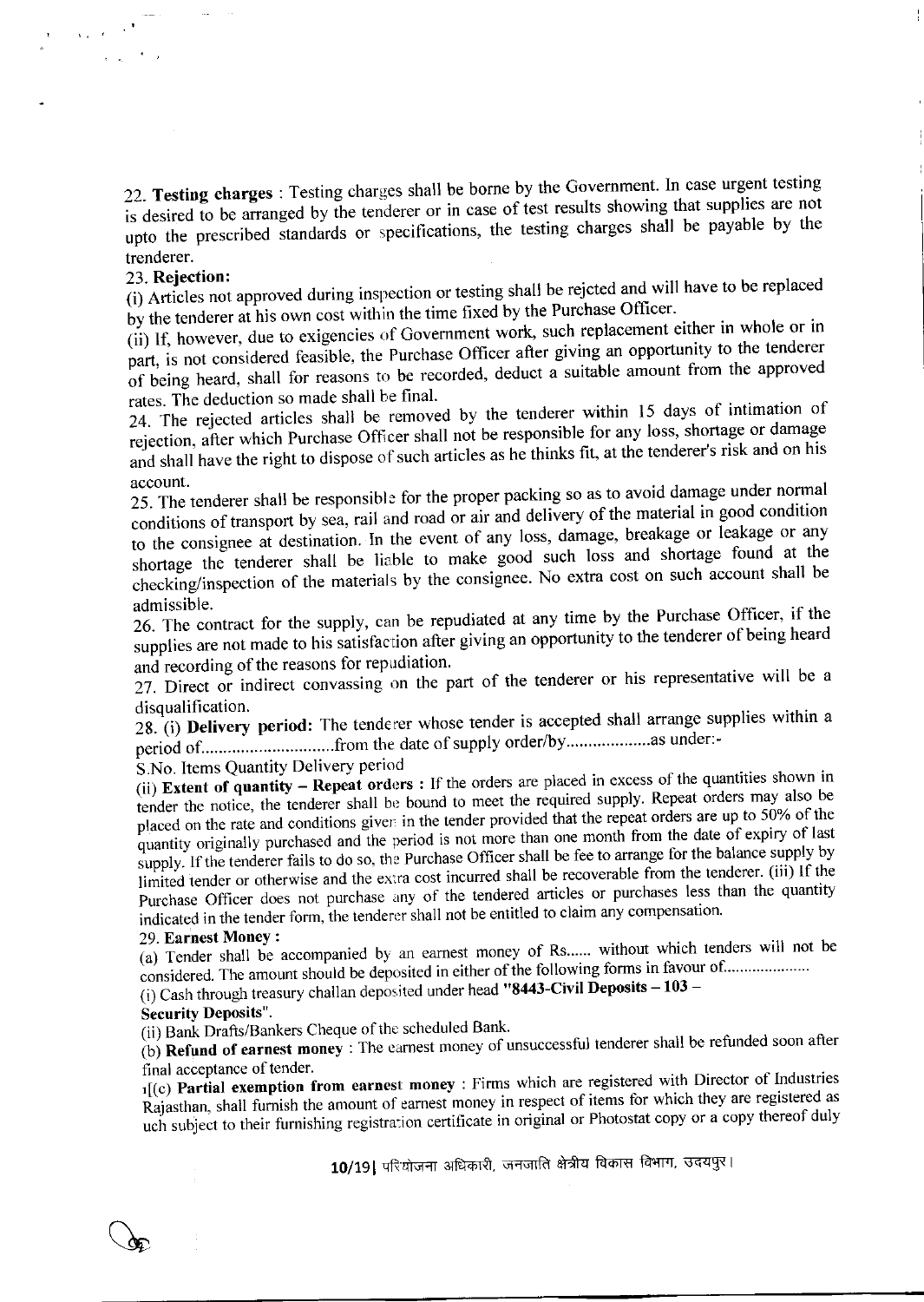22. **Testing charges** : Testing charges shall be borne by the Government. In case urgent testing is desired to be arranged by the tenderer or in case of test results showing that supplies are not upto the prescribed standards or specifications, the testing charges shall be payable by the trenderer.

23. **Rejection:**

(i) Articles not approved during inspection or testing shall be rejcted and will have to be replaced by the tenderer at his own cost within the time fixed by the Purchase Officer.

(ii) If, however, due to exigencies of Government work, such replacement either in whole or in part, is not considered feasible, the Purchase Officer after giving an opportunity to the tenderer of being heard, shall for reasons to be recorded, deduct a suitable amount from the approved rates. The deduction so made shall be final.

24. The rejected articles shall be removed by the tenderer within 15 days of intimation of rejection, after which Purchase Officer shall not be responsible for any loss, shortage or damage and shall have the right to dispose of such articles as he thinks fit, at the tenderer's risk and on his account.

25. The tenderer shall be responsible for the proper packing so as to avoid damage under normal conditions of transport by sea, rail and road or air and delivery of the material in good condition to the consignee at destination. In the event of any loss, damage, breakage or leakage or any shortage the tenderer shall be liable to make good such loss and shortage found at the checking/inspection of the materials by the consignee. No extra cost on such account shall be admissible.

26. The contract for the supply, can be repudiated at any time by the Purchase Officer, if the supplies are not made to his satisfaction after giving an opportunity to the tenderer of being heard and recording of the reasons for repudiation.

27. Direct or indirect convassing on the part of the tenderer or his representative will be a disqualification.

28. (i) **Delivery period:** The tenderer whose tender is accepted shall arrange supplies within a period of..............................from the date of supply order/by...................as under:-

S.No. Items Quantity Delivery period

(ii) **Extent of quantity – Repeat orders** : If the orders are placed in excess of the quantities shown in tender the notice, the tenderer shall be bound to meet the required supply. Repeat orders may also be placed on the rate and conditions given in the tender provided that the repeat orders are up to 50% of the quantity originally purchased and the period is not more than one month from the date of expiry of last supply. If the tenderer fails to do so, the Purchase Officer shall be fee to arrange for the balance supply by limited tender or otherwise and the extra cost incurred shall be recoverable from the tenderer. (iii) If the Purchase Officer does not purchase any of the tendered articles or purchases less than the quantity indicated in the tender form, the tenderer shall not be entitled to claim any compensation.

29. **Earnest Money :**

(a) Tender shall be accompanied by an earnest money of Rs...... without which tenders will not be considered. The amount should be deposited in either of the following forms in favour of.....................

(i) Cash through treasury challan deposited under head **"8443-Civil Deposits – 103 – Security Deposits"**.

(ii) Bank Drafts/Bankers Cheque of the scheduled Bank.

(b) **Refund of earnest money** : The earnest money of unsuccessful tenderer shall be refunded soon after final acceptance of tender.

1[(c) **Partial exemption from earnest money** : Firms which are registered with Director of Industries Rajasthan, shall furnish the amount of earnest money in respect of items for which they are registered as uch subject to their furnishing registration certificate in original or Photostat copy or a copy thereof duly

10/19| परियोजना अधिकारी, जनजाति क्षेत्रीय विकास विभाग, उदयपुर।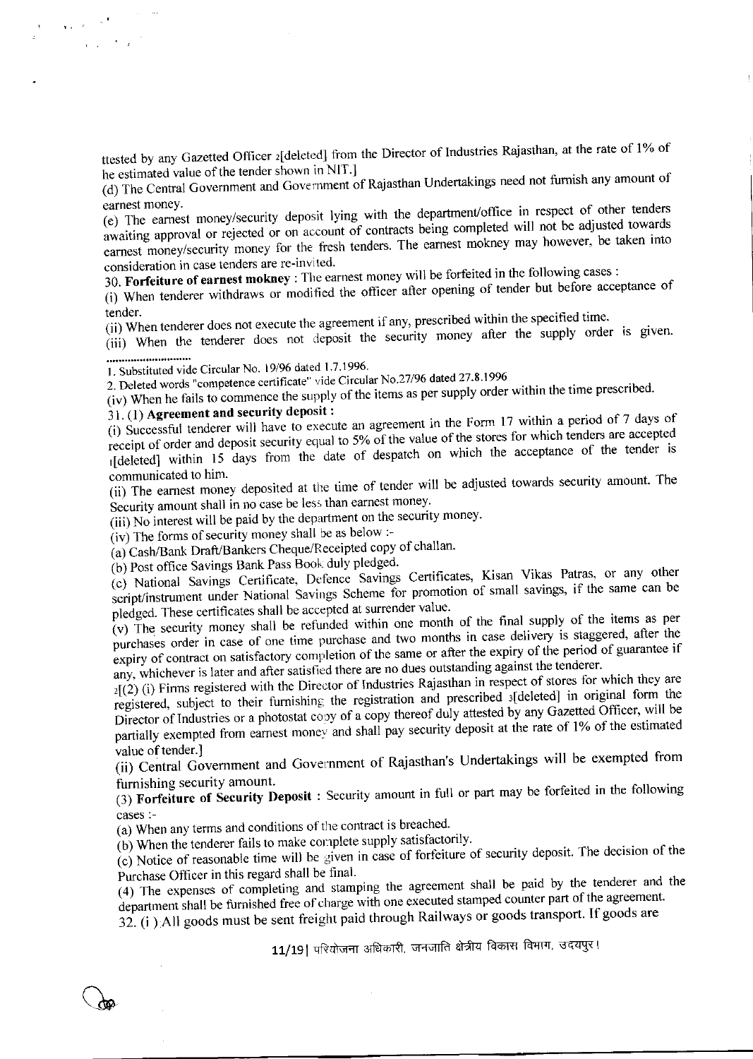ttested by any Gazetted Officer [2][deleted] from the Director of Industries Rajasthan, at the rate of 1% of he estimated value of the tender shown in NIT.]

(d) The Central Government and Government of Rajasthan Undertakings need not furnish any amount of earnest money.

(e) The earnest money/security deposit lying with the department/office in respect of other tenders awaiting approval or rejected or on account of contracts being completed will not be adjusted towards earnest money/security money for the fresh tenders. The earnest mokney may however, be taken into consideration in case tenders are re-invited.

30. **Forfeiture of earnest mokney** : The earnest money will be forfeited in the following cases :

(i) When tenderer withdraws or modified the officer after opening of tender but before acceptance of tender.

(ii) When tenderer does not execute the agreement if any, prescribed within the specified time.

(iii) When the tenderer does not deposit the security money after the supply order is given.

............................

1. Substituted vide Circular No. 19/96 dated 1.7.1996.

2. Deleted words "competence certificate" vide Circular No.27/96 dated 27.8.1996

(iv) When he fails to commence the supply of the items as per supply order within the time prescribed.

31. (1) **Agreement and security deposit :**

(i) Successful tenderer will have to execute an agreement in the Form 17 within a period of 7 days of receipt of order and deposit security equal to 5% of the value of the stores for which tenders are accepted [1][deleted] within 15 days from the date of despatch on which the acceptance of the tender is communicated to him.

(ii) The earnest money deposited at the time of tender will be adjusted towards security amount. The Security amount shall in no case be less than earnest money.

(iii) No interest will be paid by the department on the security money.

(iv) The forms of security money shall be as below :-

(a) Cash/Bank Draft/Bankers Cheque/Receipted copy of challan.

(b) Post office Savings Bank Pass Book duly pledged.

(c) National Savings Certificate, Defence Savings Certificates, Kisan Vikas Patras, or any other script/instrument under National Savings Scheme for promotion of small savings, if the same can be pledged. These certificates shall be accepted at surrender value.

(v) The security money shall be refunded within one month of the final supply of the items as per purchases order in case of one time purchase and two months in case delivery is staggered, after the expiry of contract on satisfactory completion of the same or after the expiry of the period of guarantee if any, whichever is later and after satisfied there are no dues outstanding against the tenderer.

[2][(2) (i) Firms registered with the Director of Industries Rajasthan in respect of stores for which they are registered, subject to their furnishing the registration and prescribed [3][deleted] in original form the Director of Industries or a photostat copy of a copy thereof duly attested by any Gazetted Officer, will be partially exempted from earnest money and shall pay security deposit at the rate of 1% of the estimated value of tender.]

(ii) Central Government and Government of Rajasthan's Undertakings will be exempted from furnishing security amount.

(3) **Forfeiture of Security Deposit** : Security amount in full or part may be forfeited in the following cases :-

(a) When any terms and conditions of the contract is breached.

(b) When the tenderer fails to make complete supply satisfactorily.

(c) Notice of reasonable time will be given in case of forfeiture of security deposit. The decision of the Purchase Officer in this regard shall be final.

(4) The expenses of completing and stamping the agreement shall be paid by the tenderer and the department shall be furnished free of charge with one executed stamped counter part of the agreement.

32. (i ) All goods must be sent freight paid through Railways or goods transport. If goods are

11/19| परियोजना अधिकारी, जनजाति क्षेत्रीय विकास विभाग, उदयपुर।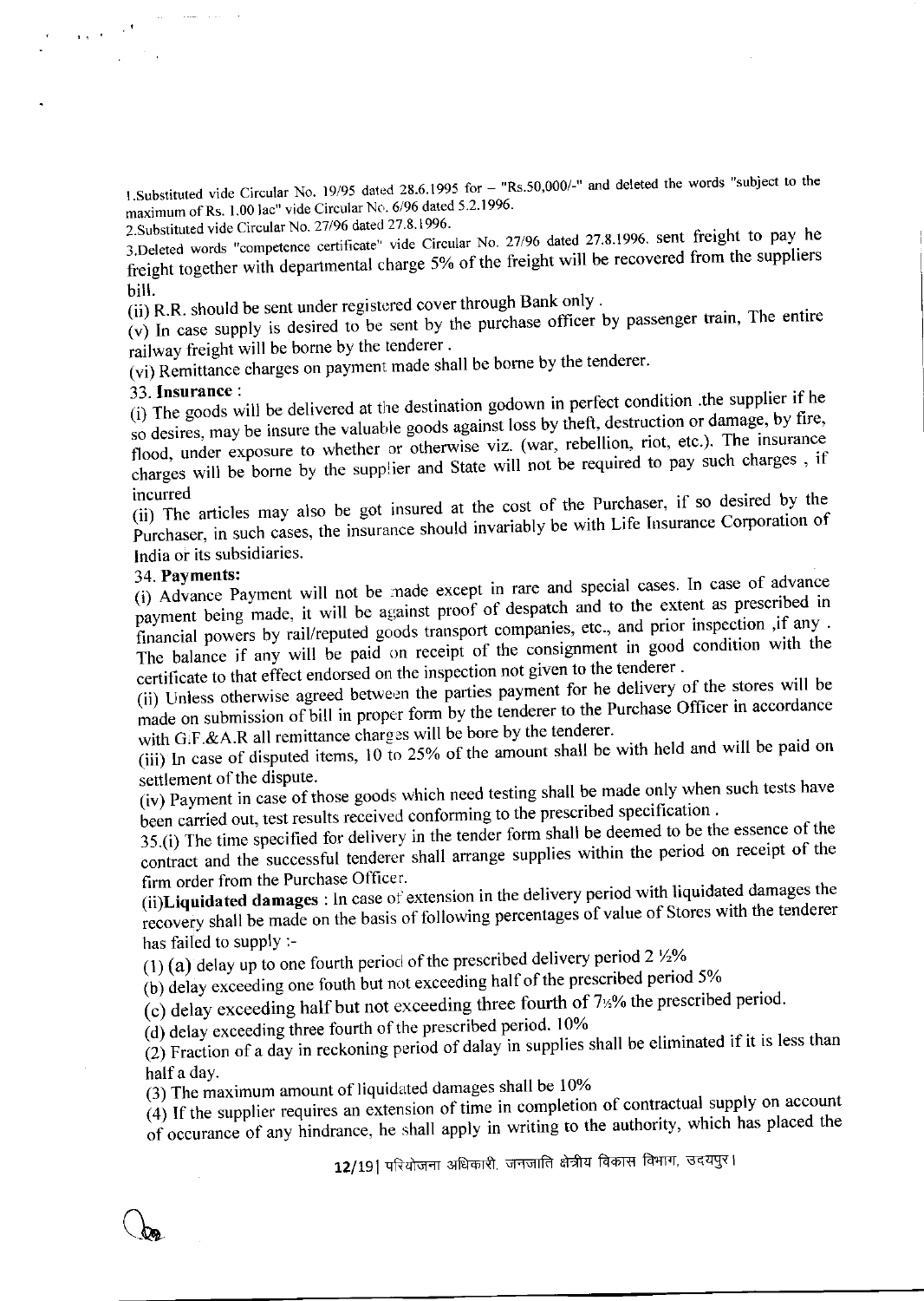1.Substituted vide Circular No. 19/95 dated 28.6.1995 for – "Rs.50,000/-" and deleted the words "subject to the maximum of Rs. 1.00 lac" vide Circular No. 6/96 dated 5.2.1996.

2.Substituted vide Circular No. 27/96 dated 27.8.1996.

3.Deleted words "competence certificate" vide Circular No. 27/96 dated 27.8.1996. sent freight to pay he freight together with departmental charge 5% of the freight will be recovered from the suppliers bill.

(ii) R.R. should be sent under registered cover through Bank only .

(v) In case supply is desired to be sent by the purchase officer by passenger train, The entire railway freight will be borne by the tenderer .

(vi) Remittance charges on payment made shall be borne by the tenderer.

33. **Insurance** :

(i) The goods will be delivered at the destination godown in perfect condition .the supplier if he so desires, may be insure the valuable goods against loss by theft, destruction or damage, by fire, flood, under exposure to whether or otherwise viz. (war, rebellion, riot, etc.). The insurance charges will be borne by the supplier and State will not be required to pay such charges , if incurred

(ii) The articles may also be got insured at the cost of the Purchaser, if so desired by the Purchaser, in such cases, the insurance should invariably be with Life Insurance Corporation of India or its subsidiaries.

34. **Payments:**

(i) Advance Payment will not be made except in rare and special cases. In case of advance payment being made, it will be against proof of despatch and to the extent as prescribed in financial powers by rail/reputed goods transport companies, etc., and prior inspection ,if any . The balance if any will be paid on receipt of the consignment in good condition with the certificate to that effect endorsed on the inspection not given to the tenderer .

(ii) Unless otherwise agreed between the parties payment for he delivery of the stores will be made on submission of bill in proper form by the tenderer to the Purchase Officer in accordance with G.F.&A.R all remittance charges will be bore by the tenderer.

(iii) In case of disputed items, 10 to 25% of the amount shall be with held and will be paid on settlement of the dispute.

(iv) Payment in case of those goods which need testing shall be made only when such tests have been carried out, test results received conforming to the prescribed specification .

35.(i) The time specified for delivery in the tender form shall be deemed to be the essence of the contract and the successful tenderer shall arrange supplies within the period on receipt of the firm order from the Purchase Officer.

(ii)**Liquidated damages** : In case of extension in the delivery period with liquidated damages the recovery shall be made on the basis of following percentages of value of Stores with the tenderer has failed to supply :-

(1) (a) delay up to one fourth period of the prescribed delivery period 2 ½%

(b) delay exceeding one fouth but not exceeding half of the prescribed period 5%

(c) delay exceeding half but not exceeding three fourth of 7½% the prescribed period.

(d) delay exceeding three fourth of the prescribed period. 10%

(2) Fraction of a day in reckoning period of dalay in supplies shall be eliminated if it is less than half a day.

(3) The maximum amount of liquidated damages shall be 10%

(4) If the supplier requires an extension of time in completion of contractual supply on account of occurance of any hindrance, he shall apply in writing to the authority, which has placed the

परियोजना अधिकारी, जनजाति क्षेत्रीय विकास विभाग, उदयपुर।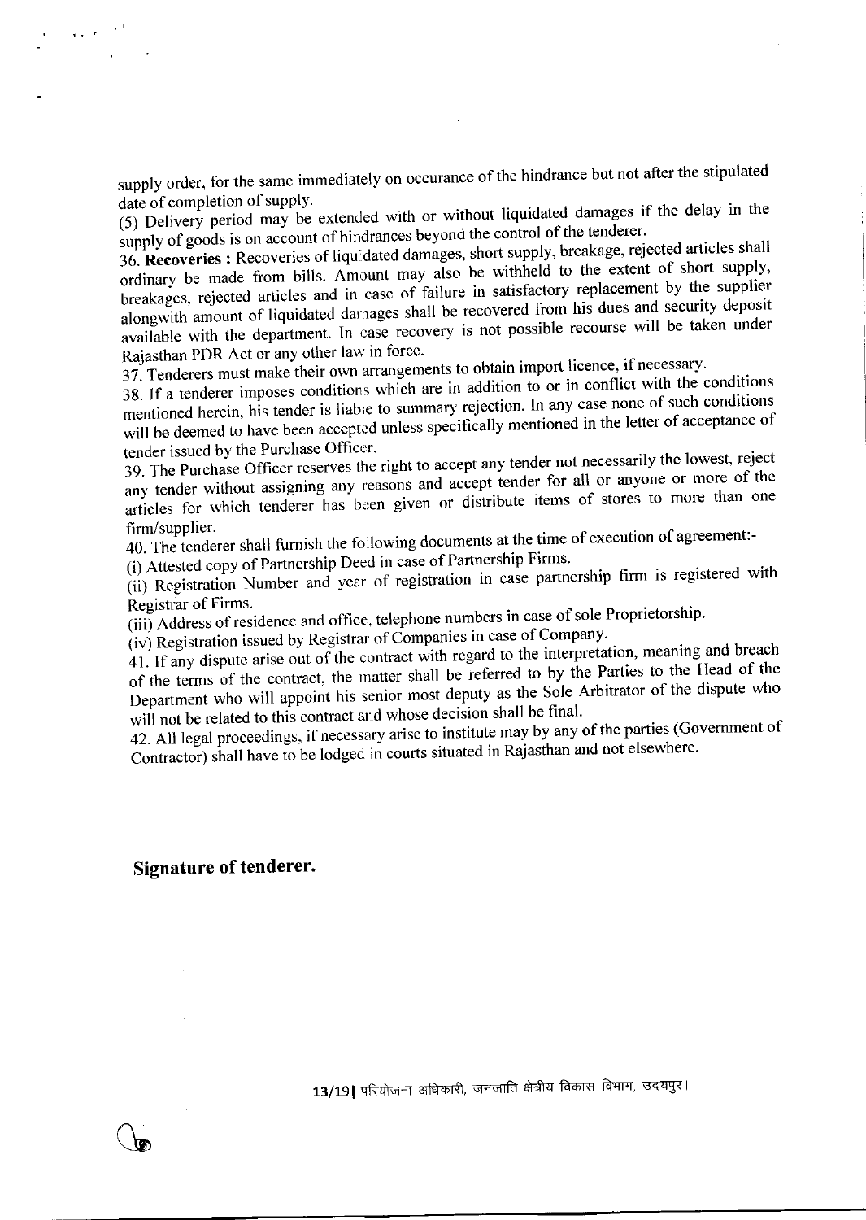supply order, for the same immediately on occurance of the hindrance but not after the stipulated date of completion of supply.

(5) Delivery period may be extended with or without liquidated damages if the delay in the supply of goods is on account of hindrances beyond the control of the tenderer.

36. **Recoveries :** Recoveries of liquidated damages, short supply, breakage, rejected articles shall ordinary be made from bills. Amount may also be withheld to the extent of short supply, breakages, rejected articles and in case of failure in satisfactory replacement by the supplier alongwith amount of liquidated damages shall be recovered from his dues and security deposit available with the department. In case recovery is not possible recourse will be taken under Rajasthan PDR Act or any other law in force.

37. Tenderers must make their own arrangements to obtain import licence, if necessary.

38. If a tenderer imposes conditions which are in addition to or in conflict with the conditions mentioned herein, his tender is liable to summary rejection. In any case none of such conditions will be deemed to have been accepted unless specifically mentioned in the letter of acceptance of tender issued by the Purchase Officer.

39. The Purchase Officer reserves the right to accept any tender not necessarily the lowest, reject any tender without assigning any reasons and accept tender for all or anyone or more of the articles for which tenderer has been given or distribute items of stores to more than one firm/supplier.

40. The tenderer shall furnish the following documents at the time of execution of agreement:-

(i) Attested copy of Partnership Deed in case of Partnership Firms.

(ii) Registration Number and year of registration in case partnership firm is registered with Registrar of Firms.

(iii) Address of residence and office, telephone numbers in case of sole Proprietorship.

(iv) Registration issued by Registrar of Companies in case of Company.

41. If any dispute arise out of the contract with regard to the interpretation, meaning and breach of the terms of the contract, the matter shall be referred to by the Parties to the Head of the Department who will appoint his senior most deputy as the Sole Arbitrator of the dispute who will not be related to this contract and whose decision shall be final.

42. All legal proceedings, if necessary arise to institute may by any of the parties (Government of Contractor) shall have to be lodged in courts situated in Rajasthan and not elsewhere.

**Signature of tenderer.**

परियोजना अधिकारी, जनजाति क्षेत्रीय विकास विभाग, उदयपुर।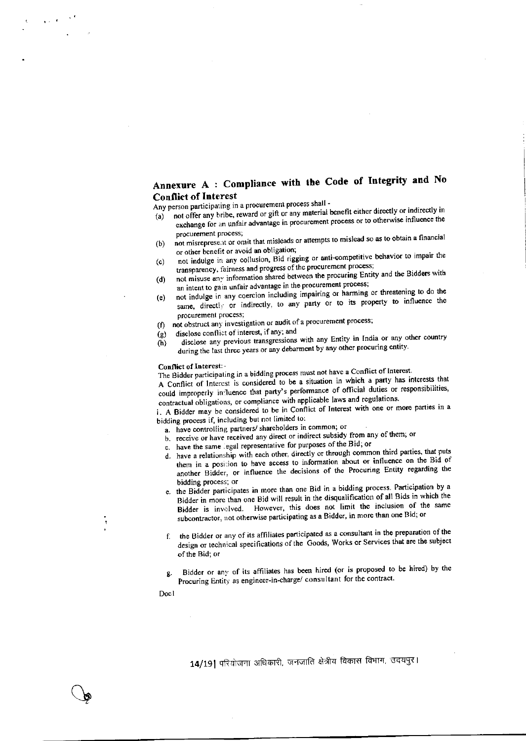## Annexure A : Compliance with the Code of Integrity and No Conflict of Interest

Any person participating in a procurement process shall -

(a) not offer any bribe, reward or gift or any material benefit either directly or indirectly in exchange for an unfair advantage in procurement process or to otherwise influence the procurement process;

(b) not misrepresent or omit that misleads or attempts to mislead so as to obtain a financial or other benefit or avoid an obligation;

(c) not indulge in any collusion, Bid rigging or anti-competitive behavior to impair the transparency, fairness and progress of the procurement process;

(d) not misuse any information shared between the procuring Entity and the Bidders with an intent to gain unfair advantage in the procurement process;

(e) not indulge in any coercion including impairing or harming or threatening to do the same, directly or indirectly, to any party or to its property to influence the procurement process;

(f) not obstruct any investigation or audit of a procurement process;

(g) disclose conflict of interest, if any; and

(h) disclose any previous transgressions with any Entity in India or any other country during the last three years or any debarment by any other procuring entity.

**Conflict of Interest:-**

The Bidder participating in a bidding process must not have a Conflict of Interest.

A Conflict of Interest is considered to be a situation in which a party has interests that could improperly influence that party's performance of official duties or responsibilities, contractual obligations, or compliance with applicable laws and regulations.

i. A Bidder may be considered to be in Conflict of Interest with one or more parties in a bidding process if, including but not limited to:

a. have controlling partners/ shareholders in common; or

b. receive or have received any direct or indirect subsidy from any of them; or

c. have the same legal representative for purposes of the Bid; or

d. have a relationship with each other, directly or through common third parties, that puts them in a position to have access to information about or influence on the Bid of another Bidder, or influence the decisions of the Procuring Entity regarding the bidding process; or

e. the Bidder participates in more than one Bid in a bidding process. Participation by a Bidder in more than one Bid will result in the disqualification of all Bids in which the Bidder is involved. However, this does not limit the inclusion of the same subcontractor, not otherwise participating as a Bidder, in more than one Bid; or

f. the Bidder or any of its affiliates participated as a consultant in the preparation of the design or technical specifications of the Goods, Works or Services that are the subject of the Bid; or

g. Bidder or any of its affiliates has been hired (or is proposed to be hired) by the Procuring Entity as engineer-in-charge/ consultant for the contract.

Doc1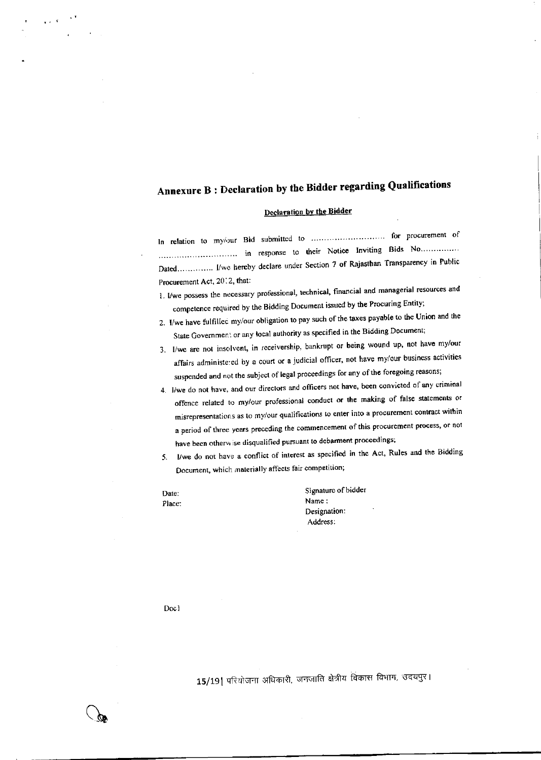# Annexure B : Declaration by the Bidder regarding Qualifications

## Declaration by the Bidder

In relation to my/our Bid submitted to ............................ for procurement of .............................. in response to their Notice Inviting Bids No............... Dated.............. I/we hereby declare under Section 7 of Rajasthan Transparency in Public Procurement Act, 2012, that:

1. I/we possess the necessary professional, technical, financial and managerial resources and competence required by the Bidding Document issued by the Procuring Entity;
2. I/we have fulfilled my/our obligation to pay such of the taxes payable to the Union and the State Government or any local authority as specified in the Bidding Document;
3. I/we are not insolvent, in receivership, bankrupt or being wound up, not have my/our affairs administered by a court or a judicial officer, not have my/our business activities suspended and not the subject of legal proceedings for any of the foregoing reasons;
4. I/we do not have, and our directors and officers not have, been convicted of any criminal offence related to my/our professional conduct or the making of false statements or misrepresentations as to my/our qualifications to enter into a procurement contract within a period of three years preceding the commencement of this procurement process, or not have been otherwise disqualified pursuant to debarment proceedings;
5. I/we do not have a conflict of interest as specified in the Act, Rules and the Bidding Document, which materially affects fair competition;

Date:

Place:

Signature of bidder

Name :

Designation:

Address:

Doc1

परियोजना अधिकारी, जनजाति क्षेत्रीय विकास विभाग, उदयपुर।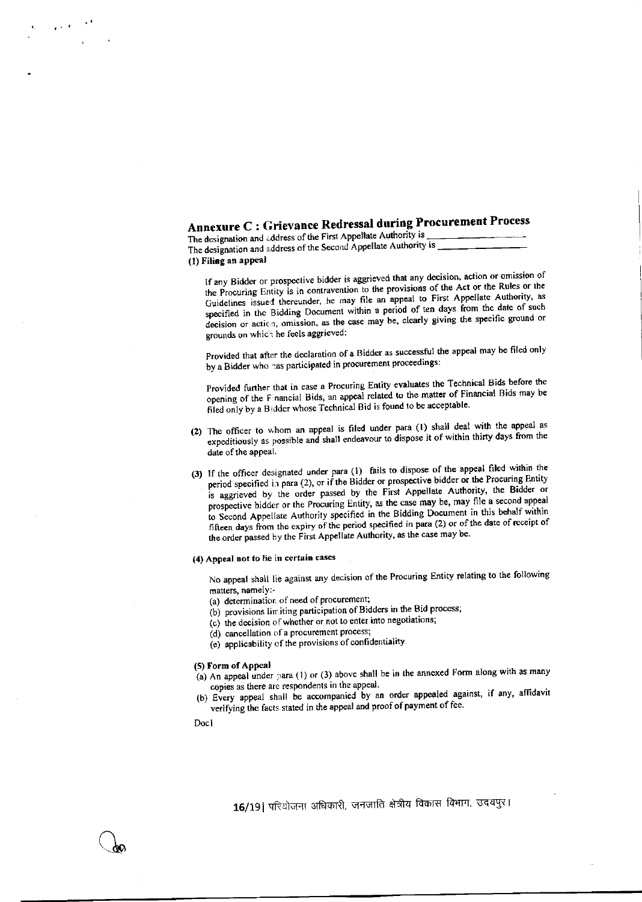## Annexure C : Grievance Redressal during Procurement Process

The designation and address of the First Appellate Authority is ________________

The designation and address of the Second Appellate Authority is ________________

**(1) Filing an appeal**

If any Bidder or prospective bidder is aggrieved that any decision, action or omission of the Procuring Entity is in contravention to the provisions of the Act or the Rules or the Guidelines issued thereunder, he may file an appeal to First Appellate Authority, as specified in the Bidding Document within a period of ten days from the date of such decision or action, omission, as the case may be, clearly giving the specific ground or grounds on which he feels aggrieved:

Provided that after the declaration of a Bidder as successful the appeal may be filed only by a Bidder who has participated in procurement proceedings:

Provided further that in case a Procuring Entity evaluates the Technical Bids before the opening of the Financial Bids, an appeal related to the matter of Financial Bids may be filed only by a Bidder whose Technical Bid is found to be acceptable.

**(2)** The officer to whom an appeal is filed under para (1) shall deal with the appeal as expeditiously as possible and shall endeavour to dispose it of within thirty days from the date of the appeal.

**(3)** If the officer designated under para (1) fails to dispose of the appeal filed within the period specified in para (2), or if the Bidder or prospective bidder or the Procuring Entity is aggrieved by the order passed by the First Appellate Authority, the Bidder or prospective bidder or the Procuring Entity, as the case may be, may file a second appeal to Second Appellate Authority specified in the Bidding Document in this behalf within fifteen days from the expiry of the period specified in para (2) or of the date of receipt of the order passed by the First Appellate Authority, as the case may be.

**(4) Appeal not to lie in certain cases**

No appeal shall lie against any decision of the Procuring Entity relating to the following matters, namely:-

(a) determination of need of procurement;
(b) provisions limiting participation of Bidders in the Bid process;
(c) the decision of whether or not to enter into negotiations;
(d) cancellation of a procurement process;
(e) applicability of the provisions of confidentiality.

**(5) Form of Appeal**

(a) An appeal under para (1) or (3) above shall be in the annexed Form along with as many copies as there are respondents in the appeal.
(b) Every appeal shall be accompanied by an order appealed against, if any, affidavit verifying the facts stated in the appeal and proof of payment of fee.

Doc1

16/19| परियोजना अधिकारी, जनजाति क्षेत्रीय विकास विभाग, उदयपुर।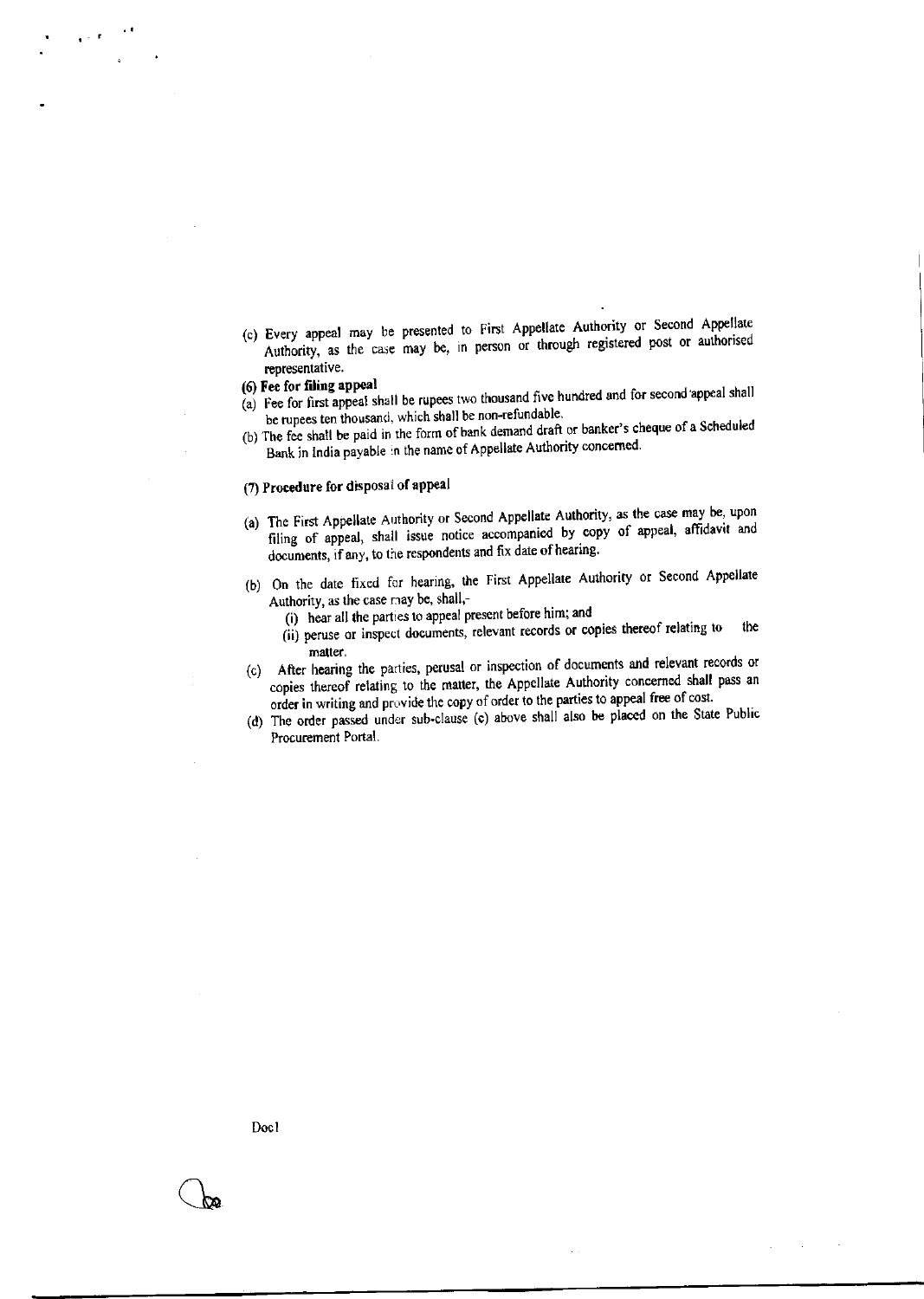(c) Every appeal may be presented to First Appellate Authority or Second Appellate Authority, as the case may be, in person or through registered post or authorised representative.

**(6) Fee for filing appeal**

(a) Fee for first appeal shall be rupees two thousand five hundred and for second appeal shall be rupees ten thousand, which shall be non-refundable.

(b) The fee shall be paid in the form of bank demand draft or banker's cheque of a Scheduled Bank in India payable in the name of Appellate Authority concerned.

**(7) Procedure for disposal of appeal**

(a) The First Appellate Authority or Second Appellate Authority, as the case may be, upon filing of appeal, shall issue notice accompanied by copy of appeal, affidavit and documents, if any, to the respondents and fix date of hearing.

(b) On the date fixed for hearing, the First Appellate Authority or Second Appellate Authority, as the case may be, shall,-

  (i) hear all the parties to appeal present before him; and

  (ii) peruse or inspect documents, relevant records or copies thereof relating to the matter.

(c) After hearing the parties, perusal or inspection of documents and relevant records or copies thereof relating to the matter, the Appellate Authority concerned shall pass an order in writing and provide the copy of order to the parties to appeal free of cost.

(d) The order passed under sub-clause (c) above shall also be placed on the State Public Procurement Portal.

Doc1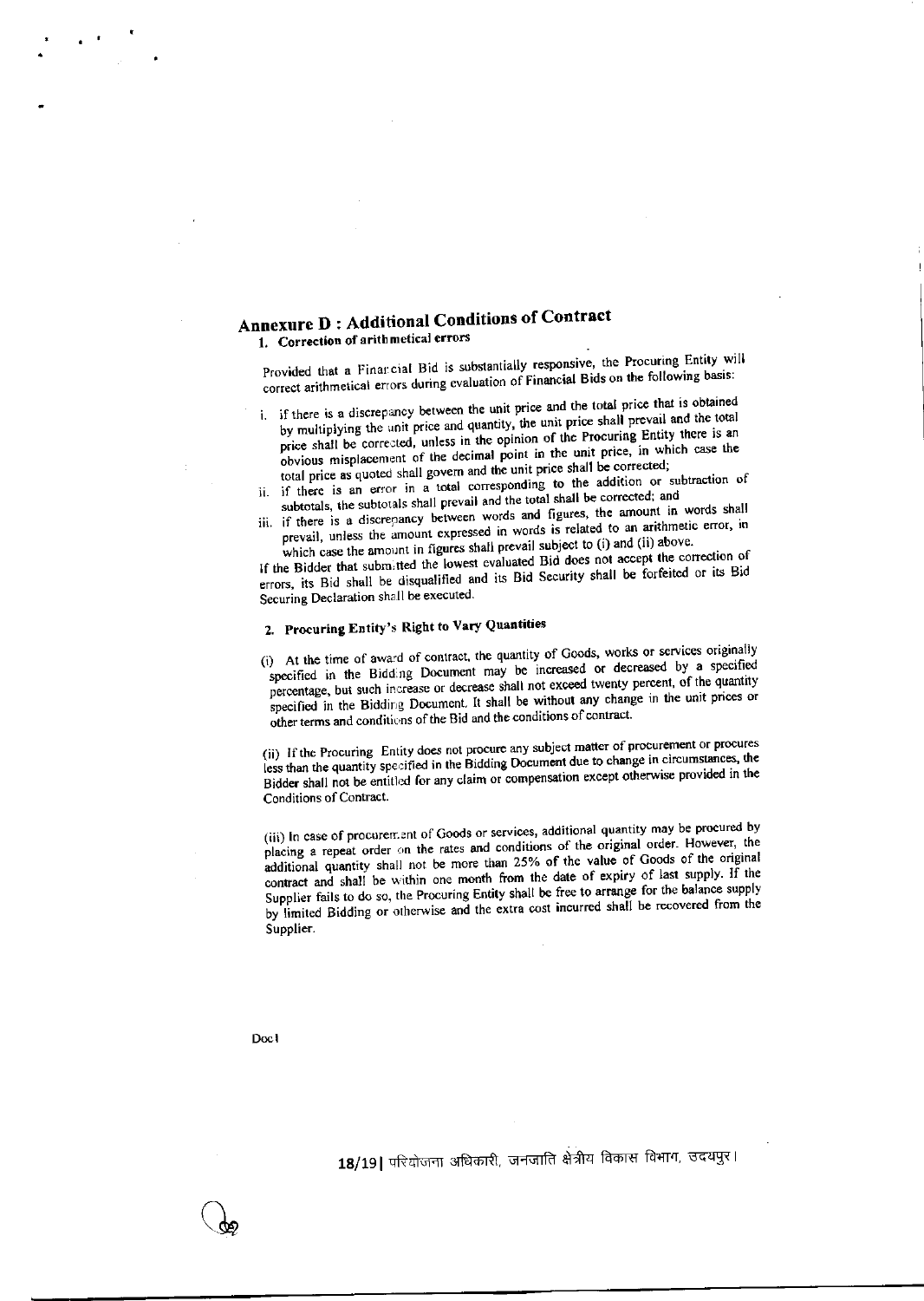# Annexure D : Additional Conditions of Contract

## 1. Correction of arithmetical errors

Provided that a Financial Bid is substantially responsive, the Procuring Entity will correct arithmetical errors during evaluation of Financial Bids on the following basis:

i. if there is a discrepancy between the unit price and the total price that is obtained by multiplying the unit price and quantity, the unit price shall prevail and the total price shall be corrected, unless in the opinion of the Procuring Entity there is an obvious misplacement of the decimal point in the unit price, in which case the total price as quoted shall govern and the unit price shall be corrected;

ii. if there is an error in a total corresponding to the addition or subtraction of subtotals, the subtotals shall prevail and the total shall be corrected; and

iii. if there is a discrepancy between words and figures, the amount in words shall prevail, unless the amount expressed in words is related to an arithmetic error, in which case the amount in figures shall prevail subject to (i) and (ii) above.

If the Bidder that submitted the lowest evaluated Bid does not accept the correction of errors, its Bid shall be disqualified and its Bid Security shall be forfeited or its Bid Securing Declaration shall be executed.

## 2. Procuring Entity's Right to Vary Quantities

(i) At the time of award of contract, the quantity of Goods, works or services originally specified in the Bidding Document may be increased or decreased by a specified percentage, but such increase or decrease shall not exceed twenty percent, of the quantity specified in the Bidding Document. It shall be without any change in the unit prices or other terms and conditions of the Bid and the conditions of contract.

(ii) If the Procuring Entity does not procure any subject matter of procurement or procures less than the quantity specified in the Bidding Document due to change in circumstances, the Bidder shall not be entitled for any claim or compensation except otherwise provided in the Conditions of Contract.

(iii) In case of procurement of Goods or services, additional quantity may be procured by placing a repeat order on the rates and conditions of the original order. However, the additional quantity shall not be more than 25% of the value of Goods of the original contract and shall be within one month from the date of expiry of last supply. If the Supplier fails to do so, the Procuring Entity shall be free to arrange for the balance supply by limited Bidding or otherwise and the extra cost incurred shall be recovered from the Supplier.

Doc I

परियोजना अधिकारी, जनजाति क्षेत्रीय विकास विभाग, उदयपुर।